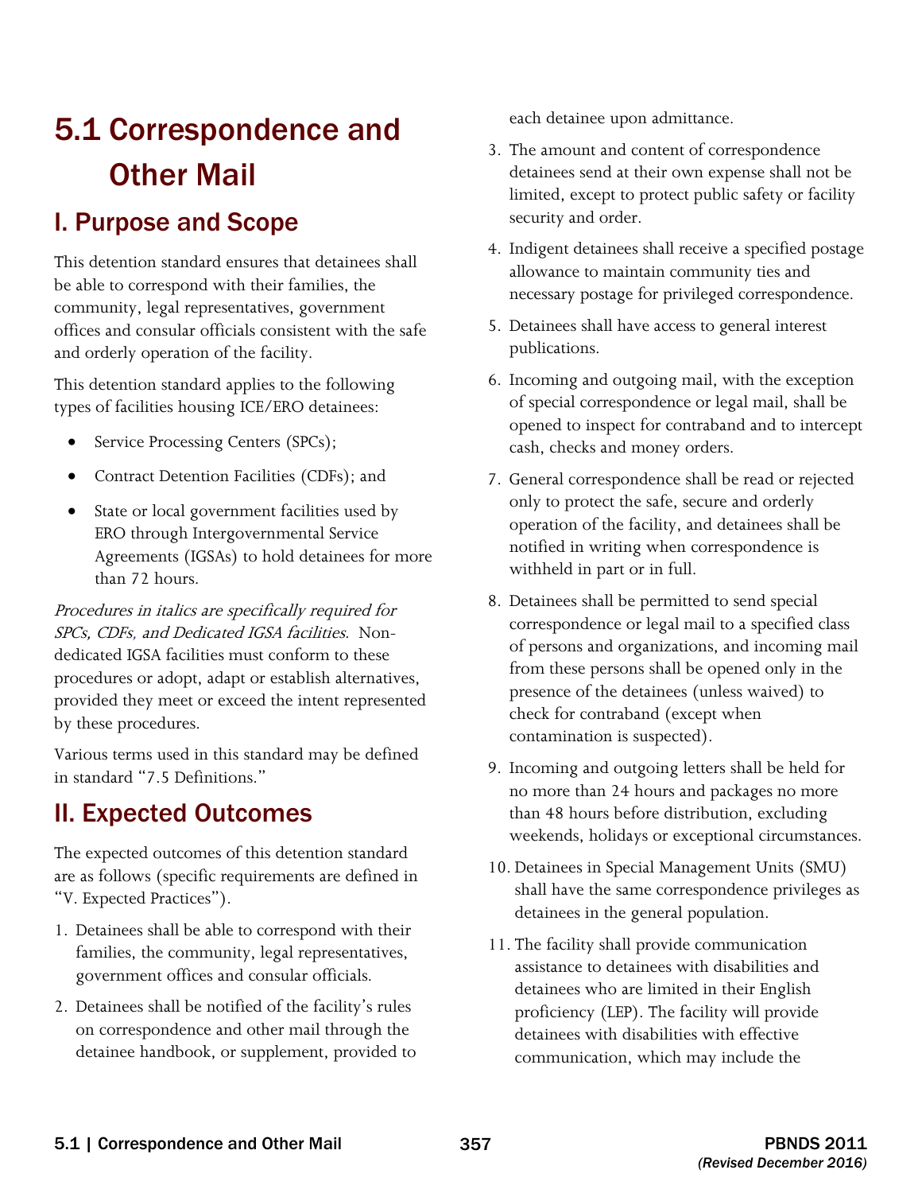# 5.1 Correspondence and Other Mail

## I. Purpose and Scope

This detention standard ensures that detainees shall be able to correspond with their families, the community, legal representatives, government offices and consular officials consistent with the safe and orderly operation of the facility.

This detention standard applies to the following types of facilities housing ICE/ERO detainees:

- Service Processing Centers (SPCs);
- Contract Detention Facilities (CDFs); and
- State or local government facilities used by ERO through Intergovernmental Service Agreements (IGSAs) to hold detainees for more than 72 hours.

*Procedures in italics are specifically required for SPCs, CDFs, and Dedicated IGSA facilities.* Non-dedicated IGSA facilities must conform to these procedures or adopt, adapt or establish alternatives, provided they meet or exceed the intent represented by these procedures.

Various terms used in this standard may be defined in standard "7.5 Definitions."

## II. Expected Outcomes

The expected outcomes of this detention standard are as follows (specific requirements are defined in "V. Expected Practices").

1. Detainees shall be able to correspond with their families, the community, legal representatives, government offices and consular officials.
2. Detainees shall be notified of the facility's rules on correspondence and other mail through the detainee handbook, or supplement, provided to each detainee upon admittance.
3. The amount and content of correspondence detainees send at their own expense shall not be limited, except to protect public safety or facility security and order.
4. Indigent detainees shall receive a specified postage allowance to maintain community ties and necessary postage for privileged correspondence.
5. Detainees shall have access to general interest publications.
6. Incoming and outgoing mail, with the exception of special correspondence or legal mail, shall be opened to inspect for contraband and to intercept cash, checks and money orders.
7. General correspondence shall be read or rejected only to protect the safe, secure and orderly operation of the facility, and detainees shall be notified in writing when correspondence is withheld in part or in full.
8. Detainees shall be permitted to send special correspondence or legal mail to a specified class of persons and organizations, and incoming mail from these persons shall be opened only in the presence of the detainees (unless waived) to check for contraband (except when contamination is suspected).
9. Incoming and outgoing letters shall be held for no more than 24 hours and packages no more than 48 hours before distribution, excluding weekends, holidays or exceptional circumstances.
10. Detainees in Special Management Units (SMU) shall have the same correspondence privileges as detainees in the general population.
11. The facility shall provide communication assistance to detainees with disabilities and detainees who are limited in their English proficiency (LEP). The facility will provide detainees with disabilities with effective communication, which may include the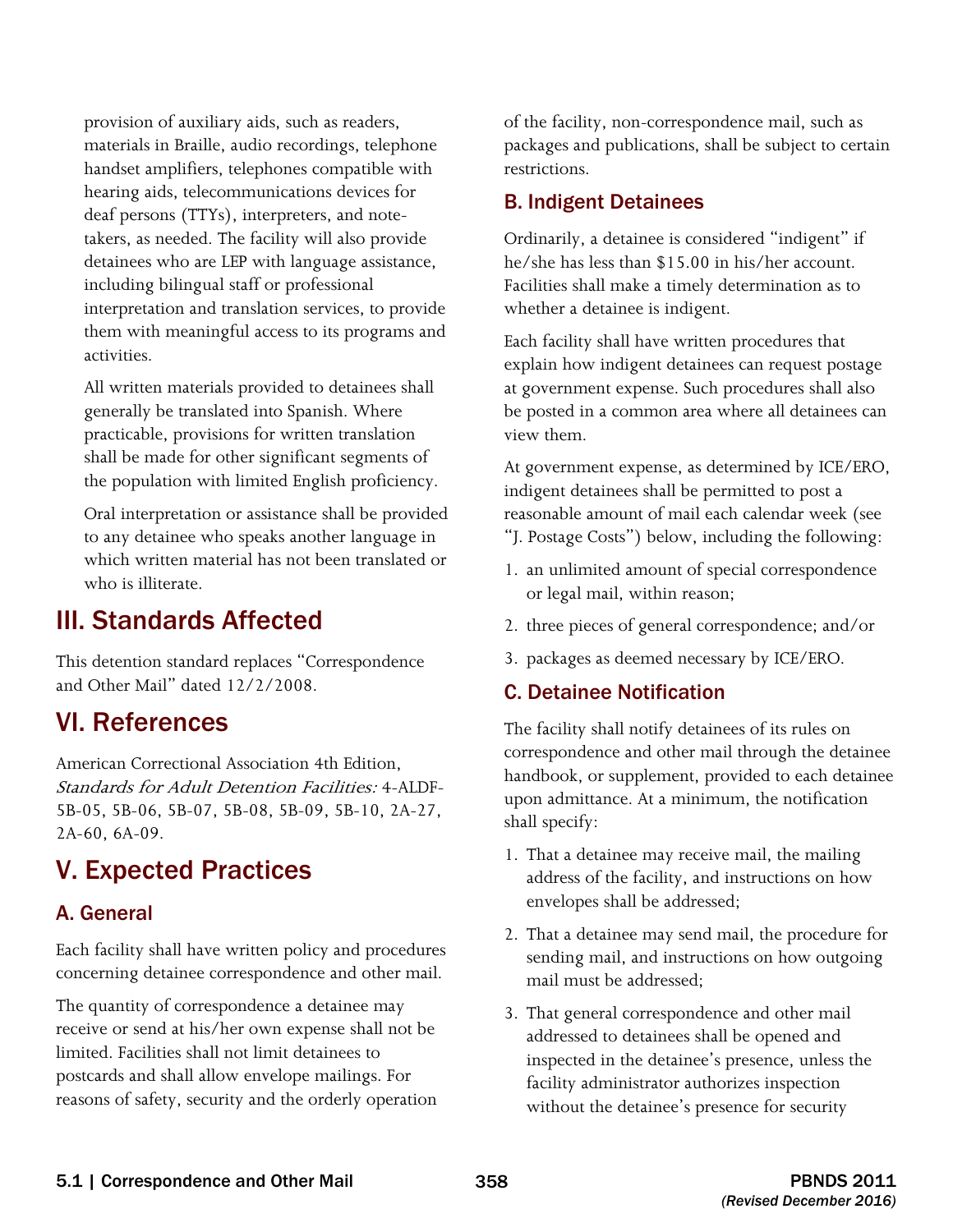provision of auxiliary aids, such as readers, materials in Braille, audio recordings, telephone handset amplifiers, telephones compatible with hearing aids, telecommunications devices for deaf persons (TTYs), interpreters, and note-takers, as needed. The facility will also provide detainees who are LEP with language assistance, including bilingual staff or professional interpretation and translation services, to provide them with meaningful access to its programs and activities.

All written materials provided to detainees shall generally be translated into Spanish. Where practicable, provisions for written translation shall be made for other significant segments of the population with limited English proficiency.

Oral interpretation or assistance shall be provided to any detainee who speaks another language in which written material has not been translated or who is illiterate.

# III. Standards Affected

This detention standard replaces "Correspondence and Other Mail" dated 12/2/2008.

# VI. References

American Correctional Association 4th Edition, *Standards for Adult Detention Facilities:* 4-ALDF-5B-05, 5B-06, 5B-07, 5B-08, 5B-09, 5B-10, 2A-27, 2A-60, 6A-09.

# V. Expected Practices

## A. General

Each facility shall have written policy and procedures concerning detainee correspondence and other mail.

The quantity of correspondence a detainee may receive or send at his/her own expense shall not be limited. Facilities shall not limit detainees to postcards and shall allow envelope mailings. For reasons of safety, security and the orderly operation of the facility, non-correspondence mail, such as packages and publications, shall be subject to certain restrictions.

## B. Indigent Detainees

Ordinarily, a detainee is considered "indigent" if he/she has less than $15.00 in his/her account. Facilities shall make a timely determination as to whether a detainee is indigent.

Each facility shall have written procedures that explain how indigent detainees can request postage at government expense. Such procedures shall also be posted in a common area where all detainees can view them.

At government expense, as determined by ICE/ERO, indigent detainees shall be permitted to post a reasonable amount of mail each calendar week (see "J. Postage Costs") below, including the following:

1. an unlimited amount of special correspondence or legal mail, within reason;
2. three pieces of general correspondence; and/or
3. packages as deemed necessary by ICE/ERO.

## C. Detainee Notification

The facility shall notify detainees of its rules on correspondence and other mail through the detainee handbook, or supplement, provided to each detainee upon admittance. At a minimum, the notification shall specify:

1. That a detainee may receive mail, the mailing address of the facility, and instructions on how envelopes shall be addressed;
2. That a detainee may send mail, the procedure for sending mail, and instructions on how outgoing mail must be addressed;
3. That general correspondence and other mail addressed to detainees shall be opened and inspected in the detainee's presence, unless the facility administrator authorizes inspection without the detainee's presence for security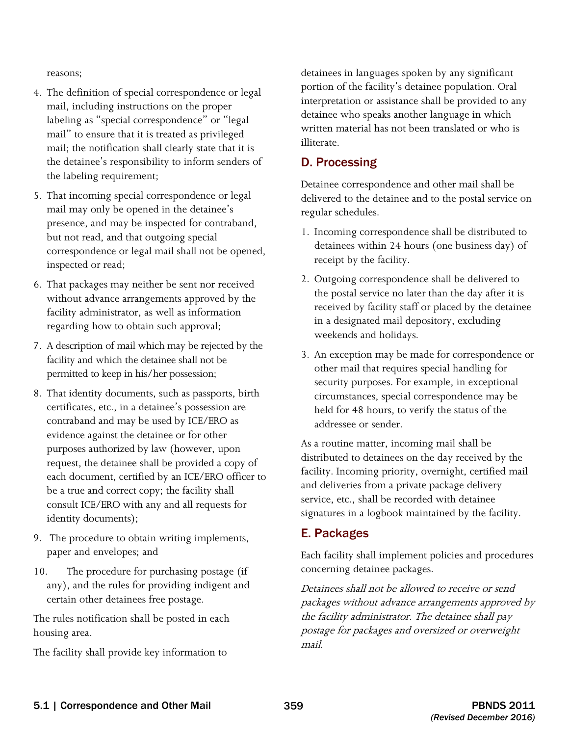reasons;

4. The definition of special correspondence or legal mail, including instructions on the proper labeling as "special correspondence" or "legal mail" to ensure that it is treated as privileged mail; the notification shall clearly state that it is the detainee's responsibility to inform senders of the labeling requirement;
5. That incoming special correspondence or legal mail may only be opened in the detainee's presence, and may be inspected for contraband, but not read, and that outgoing special correspondence or legal mail shall not be opened, inspected or read;
6. That packages may neither be sent nor received without advance arrangements approved by the facility administrator, as well as information regarding how to obtain such approval;
7. A description of mail which may be rejected by the facility and which the detainee shall not be permitted to keep in his/her possession;
8. That identity documents, such as passports, birth certificates, etc., in a detainee's possession are contraband and may be used by ICE/ERO as evidence against the detainee or for other purposes authorized by law (however, upon request, the detainee shall be provided a copy of each document, certified by an ICE/ERO officer to be a true and correct copy; the facility shall consult ICE/ERO with any and all requests for identity documents);
9. The procedure to obtain writing implements, paper and envelopes; and
10. The procedure for purchasing postage (if any), and the rules for providing indigent and certain other detainees free postage.

The rules notification shall be posted in each housing area.

The facility shall provide key information to detainees in languages spoken by any significant portion of the facility's detainee population. Oral interpretation or assistance shall be provided to any detainee who speaks another language in which written material has not been translated or who is illiterate.

## D. Processing

Detainee correspondence and other mail shall be delivered to the detainee and to the postal service on regular schedules.

1. Incoming correspondence shall be distributed to detainees within 24 hours (one business day) of receipt by the facility.
2. Outgoing correspondence shall be delivered to the postal service no later than the day after it is received by facility staff or placed by the detainee in a designated mail depository, excluding weekends and holidays.
3. An exception may be made for correspondence or other mail that requires special handling for security purposes. For example, in exceptional circumstances, special correspondence may be held for 48 hours, to verify the status of the addressee or sender.

As a routine matter, incoming mail shall be distributed to detainees on the day received by the facility. Incoming priority, overnight, certified mail and deliveries from a private package delivery service, etc., shall be recorded with detainee signatures in a logbook maintained by the facility.

## E. Packages

Each facility shall implement policies and procedures concerning detainee packages.

*Detainees shall not be allowed to receive or send packages without advance arrangements approved by the facility administrator. The detainee shall pay postage for packages and oversized or overweight mail.*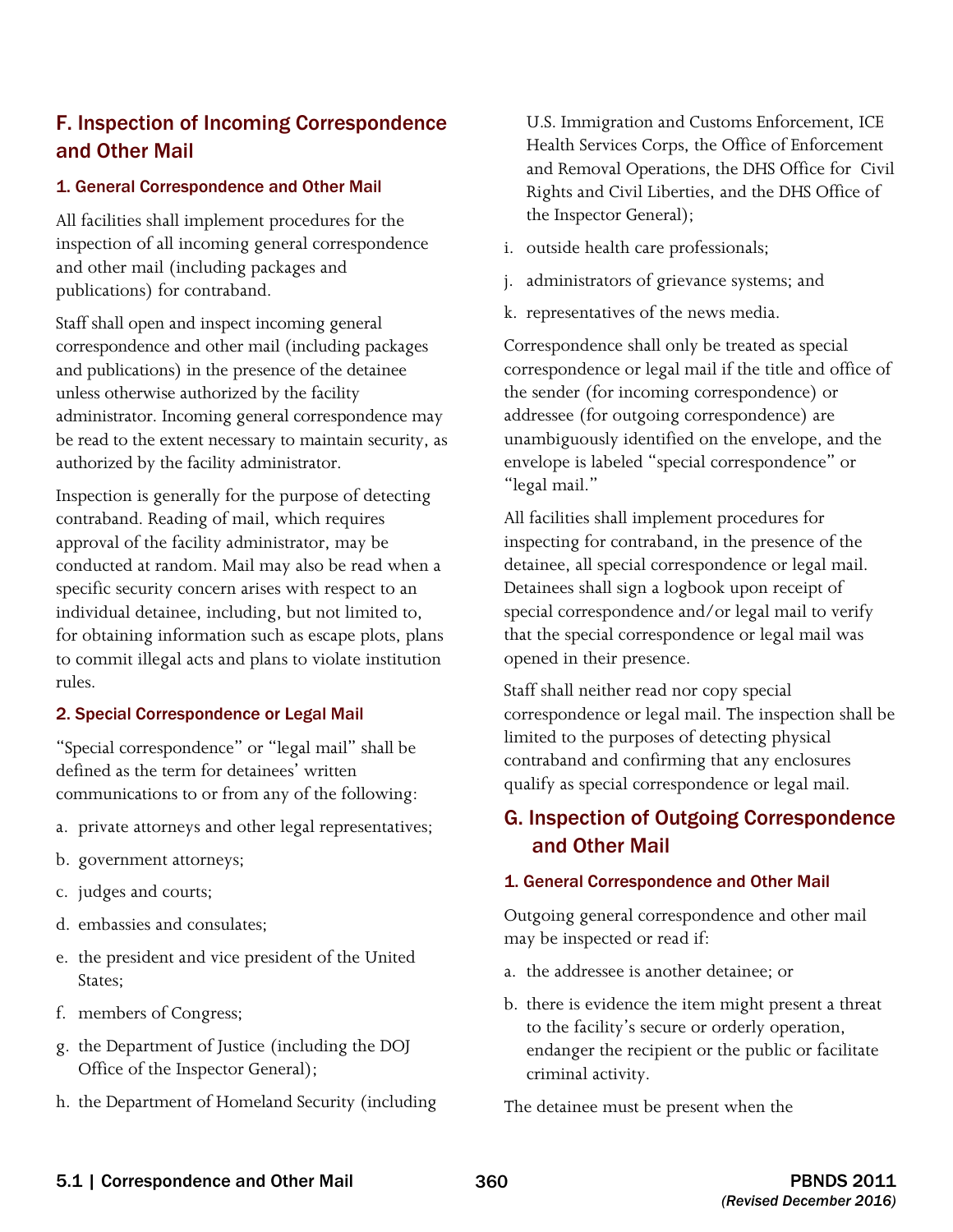## F. Inspection of Incoming Correspondence and Other Mail

### 1. General Correspondence and Other Mail

All facilities shall implement procedures for the inspection of all incoming general correspondence and other mail (including packages and publications) for contraband.

Staff shall open and inspect incoming general correspondence and other mail (including packages and publications) in the presence of the detainee unless otherwise authorized by the facility administrator. Incoming general correspondence may be read to the extent necessary to maintain security, as authorized by the facility administrator.

Inspection is generally for the purpose of detecting contraband. Reading of mail, which requires approval of the facility administrator, may be conducted at random. Mail may also be read when a specific security concern arises with respect to an individual detainee, including, but not limited to, for obtaining information such as escape plots, plans to commit illegal acts and plans to violate institution rules.

### 2. Special Correspondence or Legal Mail

"Special correspondence" or "legal mail" shall be defined as the term for detainees' written communications to or from any of the following:

a. private attorneys and other legal representatives;

b. government attorneys;

c. judges and courts;

d. embassies and consulates;

e. the president and vice president of the United States;

f. members of Congress;

g. the Department of Justice (including the DOJ Office of the Inspector General);

h. the Department of Homeland Security (including U.S. Immigration and Customs Enforcement, ICE Health Services Corps, the Office of Enforcement and Removal Operations, the DHS Office for Civil Rights and Civil Liberties, and the DHS Office of the Inspector General);

i. outside health care professionals;

j. administrators of grievance systems; and

k. representatives of the news media.

Correspondence shall only be treated as special correspondence or legal mail if the title and office of the sender (for incoming correspondence) or addressee (for outgoing correspondence) are unambiguously identified on the envelope, and the envelope is labeled "special correspondence" or "legal mail."

All facilities shall implement procedures for inspecting for contraband, in the presence of the detainee, all special correspondence or legal mail. Detainees shall sign a logbook upon receipt of special correspondence and/or legal mail to verify that the special correspondence or legal mail was opened in their presence.

Staff shall neither read nor copy special correspondence or legal mail. The inspection shall be limited to the purposes of detecting physical contraband and confirming that any enclosures qualify as special correspondence or legal mail.

## G. Inspection of Outgoing Correspondence and Other Mail

### 1. General Correspondence and Other Mail

Outgoing general correspondence and other mail may be inspected or read if:

a. the addressee is another detainee; or

b. there is evidence the item might present a threat to the facility's secure or orderly operation, endanger the recipient or the public or facilitate criminal activity.

The detainee must be present when the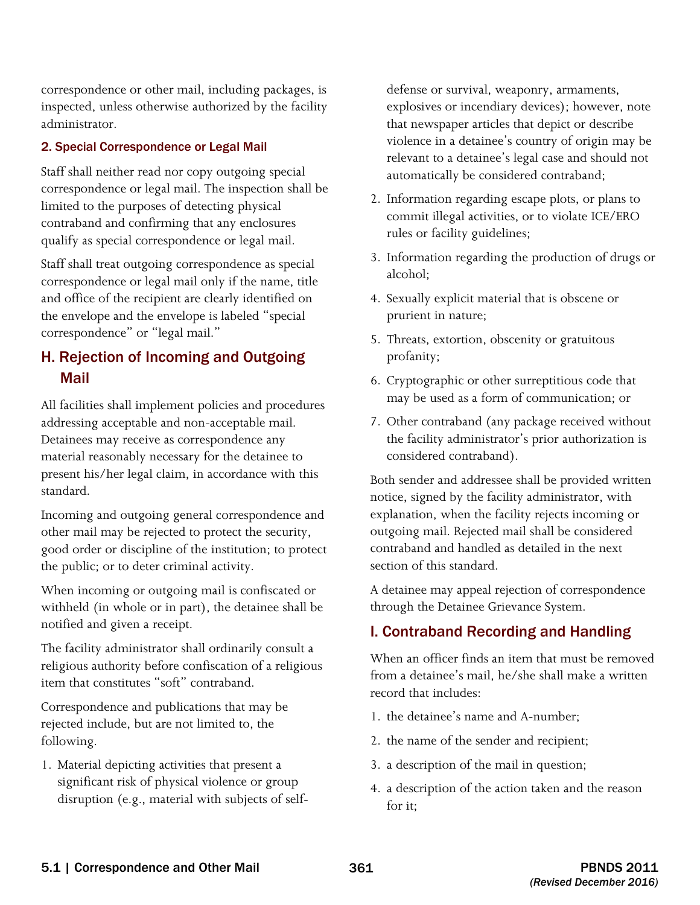correspondence or other mail, including packages, is inspected, unless otherwise authorized by the facility administrator.

### 2. Special Correspondence or Legal Mail

Staff shall neither read nor copy outgoing special correspondence or legal mail. The inspection shall be limited to the purposes of detecting physical contraband and confirming that any enclosures qualify as special correspondence or legal mail.

Staff shall treat outgoing correspondence as special correspondence or legal mail only if the name, title and office of the recipient are clearly identified on the envelope and the envelope is labeled "special correspondence" or "legal mail."

## H. Rejection of Incoming and Outgoing Mail

All facilities shall implement policies and procedures addressing acceptable and non-acceptable mail. Detainees may receive as correspondence any material reasonably necessary for the detainee to present his/her legal claim, in accordance with this standard.

Incoming and outgoing general correspondence and other mail may be rejected to protect the security, good order or discipline of the institution; to protect the public; or to deter criminal activity.

When incoming or outgoing mail is confiscated or withheld (in whole or in part), the detainee shall be notified and given a receipt.

The facility administrator shall ordinarily consult a religious authority before confiscation of a religious item that constitutes "soft" contraband.

Correspondence and publications that may be rejected include, but are not limited to, the following.

1. Material depicting activities that present a significant risk of physical violence or group disruption (e.g., material with subjects of self-defense or survival, weaponry, armaments, explosives or incendiary devices); however, note that newspaper articles that depict or describe violence in a detainee's country of origin may be relevant to a detainee's legal case and should not automatically be considered contraband;
2. Information regarding escape plots, or plans to commit illegal activities, or to violate ICE/ERO rules or facility guidelines;
3. Information regarding the production of drugs or alcohol;
4. Sexually explicit material that is obscene or prurient in nature;
5. Threats, extortion, obscenity or gratuitous profanity;
6. Cryptographic or other surreptitious code that may be used as a form of communication; or
7. Other contraband (any package received without the facility administrator's prior authorization is considered contraband).

Both sender and addressee shall be provided written notice, signed by the facility administrator, with explanation, when the facility rejects incoming or outgoing mail. Rejected mail shall be considered contraband and handled as detailed in the next section of this standard.

A detainee may appeal rejection of correspondence through the Detainee Grievance System.

## I. Contraband Recording and Handling

When an officer finds an item that must be removed from a detainee's mail, he/she shall make a written record that includes:

1. the detainee's name and A-number;
2. the name of the sender and recipient;
3. a description of the mail in question;
4. a description of the action taken and the reason for it;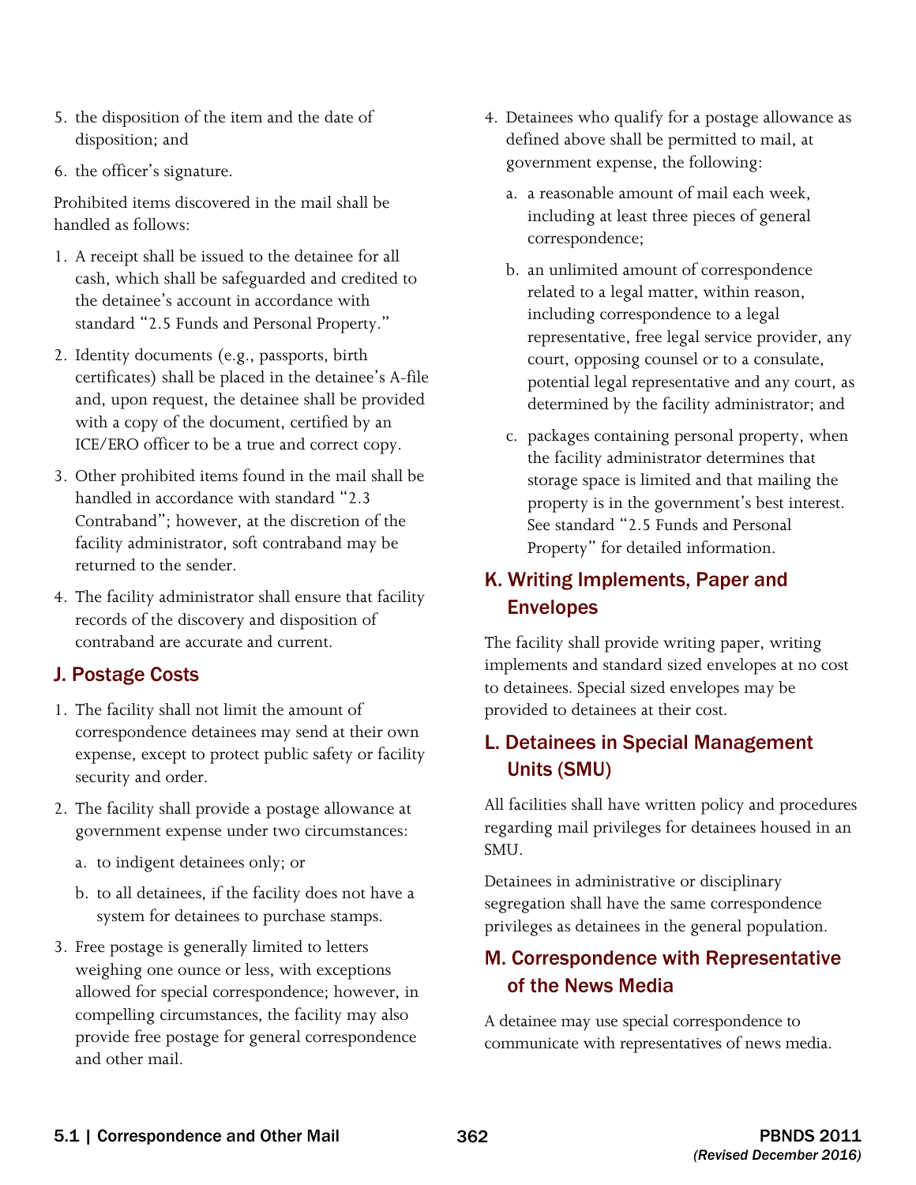5. the disposition of the item and the date of disposition; and
6. the officer's signature.

Prohibited items discovered in the mail shall be handled as follows:

1. A receipt shall be issued to the detainee for all cash, which shall be safeguarded and credited to the detainee's account in accordance with standard "2.5 Funds and Personal Property."
2. Identity documents (e.g., passports, birth certificates) shall be placed in the detainee's A-file and, upon request, the detainee shall be provided with a copy of the document, certified by an ICE/ERO officer to be a true and correct copy.
3. Other prohibited items found in the mail shall be handled in accordance with standard "2.3 Contraband"; however, at the discretion of the facility administrator, soft contraband may be returned to the sender.
4. The facility administrator shall ensure that facility records of the discovery and disposition of contraband are accurate and current.

## J. Postage Costs

1. The facility shall not limit the amount of correspondence detainees may send at their own expense, except to protect public safety or facility security and order.
2. The facility shall provide a postage allowance at government expense under two circumstances:
   a. to indigent detainees only; or
   b. to all detainees, if the facility does not have a system for detainees to purchase stamps.
3. Free postage is generally limited to letters weighing one ounce or less, with exceptions allowed for special correspondence; however, in compelling circumstances, the facility may also provide free postage for general correspondence and other mail.
4. Detainees who qualify for a postage allowance as defined above shall be permitted to mail, at government expense, the following:
   a. a reasonable amount of mail each week, including at least three pieces of general correspondence;
   b. an unlimited amount of correspondence related to a legal matter, within reason, including correspondence to a legal representative, free legal service provider, any court, opposing counsel or to a consulate, potential legal representative and any court, as determined by the facility administrator; and
   c. packages containing personal property, when the facility administrator determines that storage space is limited and that mailing the property is in the government's best interest. See standard "2.5 Funds and Personal Property" for detailed information.

## K. Writing Implements, Paper and Envelopes

The facility shall provide writing paper, writing implements and standard sized envelopes at no cost to detainees. Special sized envelopes may be provided to detainees at their cost.

## L. Detainees in Special Management Units (SMU)

All facilities shall have written policy and procedures regarding mail privileges for detainees housed in an SMU.

Detainees in administrative or disciplinary segregation shall have the same correspondence privileges as detainees in the general population.

## M. Correspondence with Representative of the News Media

A detainee may use special correspondence to communicate with representatives of news media.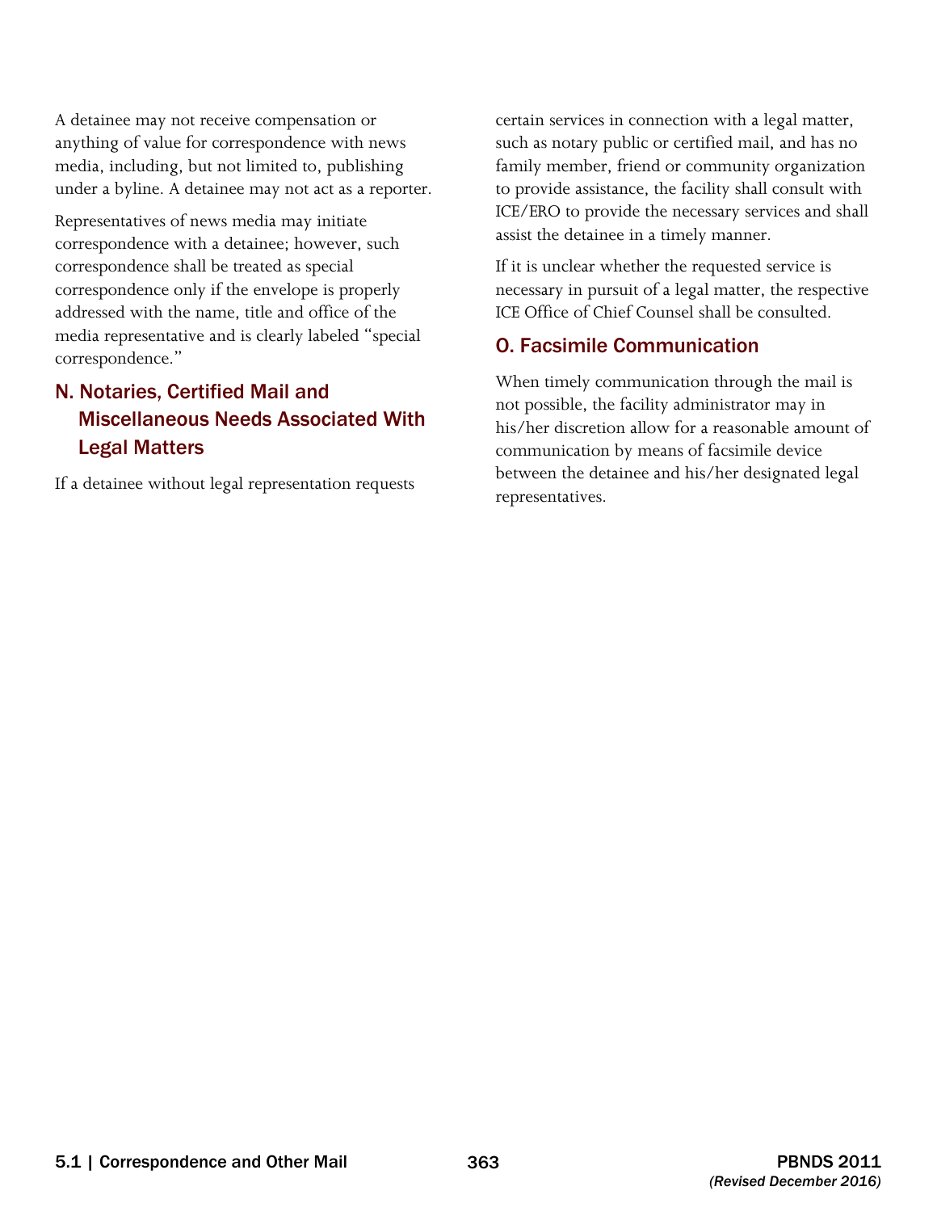A detainee may not receive compensation or anything of value for correspondence with news media, including, but not limited to, publishing under a byline. A detainee may not act as a reporter.

Representatives of news media may initiate correspondence with a detainee; however, such correspondence shall be treated as special correspondence only if the envelope is properly addressed with the name, title and office of the media representative and is clearly labeled "special correspondence."

## N. Notaries, Certified Mail and Miscellaneous Needs Associated With Legal Matters

If a detainee without legal representation requests certain services in connection with a legal matter, such as notary public or certified mail, and has no family member, friend or community organization to provide assistance, the facility shall consult with ICE/ERO to provide the necessary services and shall assist the detainee in a timely manner.

If it is unclear whether the requested service is necessary in pursuit of a legal matter, the respective ICE Office of Chief Counsel shall be consulted.

## O. Facsimile Communication

When timely communication through the mail is not possible, the facility administrator may in his/her discretion allow for a reasonable amount of communication by means of facsimile device between the detainee and his/her designated legal representatives.